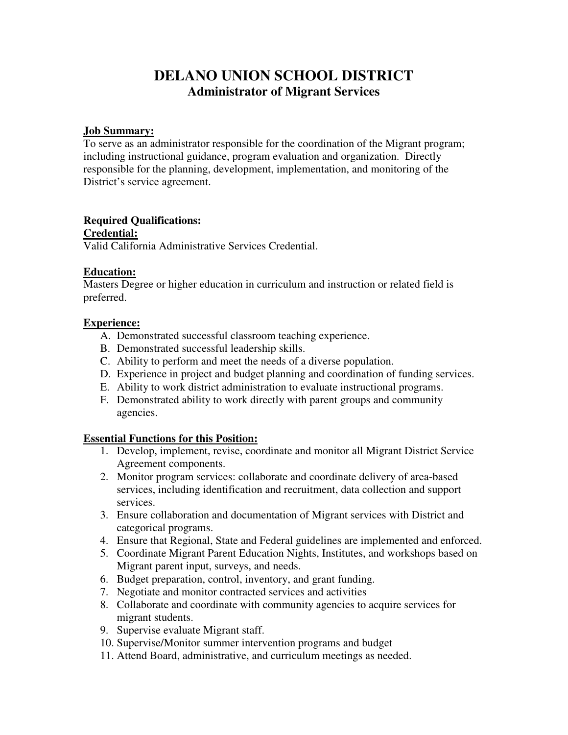# DELANO UNION SCHOOL DISTRICT
## Administrator of Migrant Services

**Job Summary:**
To serve as an administrator responsible for the coordination of the Migrant program; including instructional guidance, program evaluation and organization. Directly responsible for the planning, development, implementation, and monitoring of the District's service agreement.

**Required Qualifications:**
**Credential:**
Valid California Administrative Services Credential.

**Education:**
Masters Degree or higher education in curriculum and instruction or related field is preferred.

**Experience:**

A. Demonstrated successful classroom teaching experience.
B. Demonstrated successful leadership skills.
C. Ability to perform and meet the needs of a diverse population.
D. Experience in project and budget planning and coordination of funding services.
E. Ability to work district administration to evaluate instructional programs.
F. Demonstrated ability to work directly with parent groups and community agencies.

**Essential Functions for this Position:**

1. Develop, implement, revise, coordinate and monitor all Migrant District Service Agreement components.
2. Monitor program services: collaborate and coordinate delivery of area-based services, including identification and recruitment, data collection and support services.
3. Ensure collaboration and documentation of Migrant services with District and categorical programs.
4. Ensure that Regional, State and Federal guidelines are implemented and enforced.
5. Coordinate Migrant Parent Education Nights, Institutes, and workshops based on Migrant parent input, surveys, and needs.
6. Budget preparation, control, inventory, and grant funding.
7. Negotiate and monitor contracted services and activities
8. Collaborate and coordinate with community agencies to acquire services for migrant students.
9. Supervise evaluate Migrant staff.
10. Supervise/Monitor summer intervention programs and budget
11. Attend Board, administrative, and curriculum meetings as needed.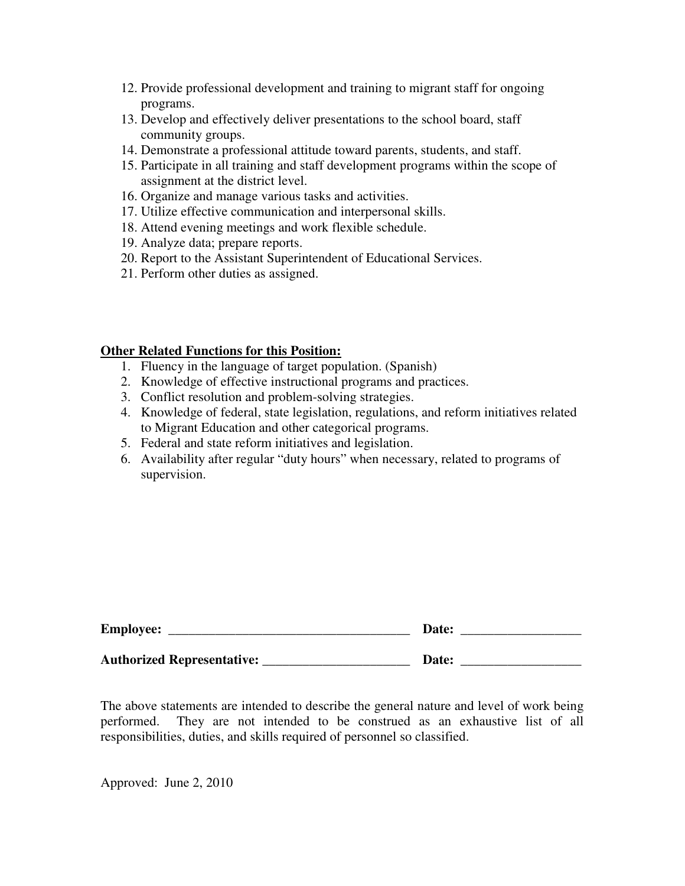12. Provide professional development and training to migrant staff for ongoing programs.
13. Develop and effectively deliver presentations to the school board, staff community groups.
14. Demonstrate a professional attitude toward parents, students, and staff.
15. Participate in all training and staff development programs within the scope of assignment at the district level.
16. Organize and manage various tasks and activities.
17. Utilize effective communication and interpersonal skills.
18. Attend evening meetings and work flexible schedule.
19. Analyze data; prepare reports.
20. Report to the Assistant Superintendent of Educational Services.
21. Perform other duties as assigned.

**Other Related Functions for this Position:**

1. Fluency in the language of target population. (Spanish)
2. Knowledge of effective instructional programs and practices.
3. Conflict resolution and problem-solving strategies.
4. Knowledge of federal, state legislation, regulations, and reform initiatives related to Migrant Education and other categorical programs.
5. Federal and state reform initiatives and legislation.
6. Availability after regular "duty hours" when necessary, related to programs of supervision.

**Employee:** ____________________________________ **Date:** _________________

**Authorized Representative:** _____________________ **Date:** _________________

The above statements are intended to describe the general nature and level of work being performed. They are not intended to be construed as an exhaustive list of all responsibilities, duties, and skills required of personnel so classified.

Approved: June 2, 2010